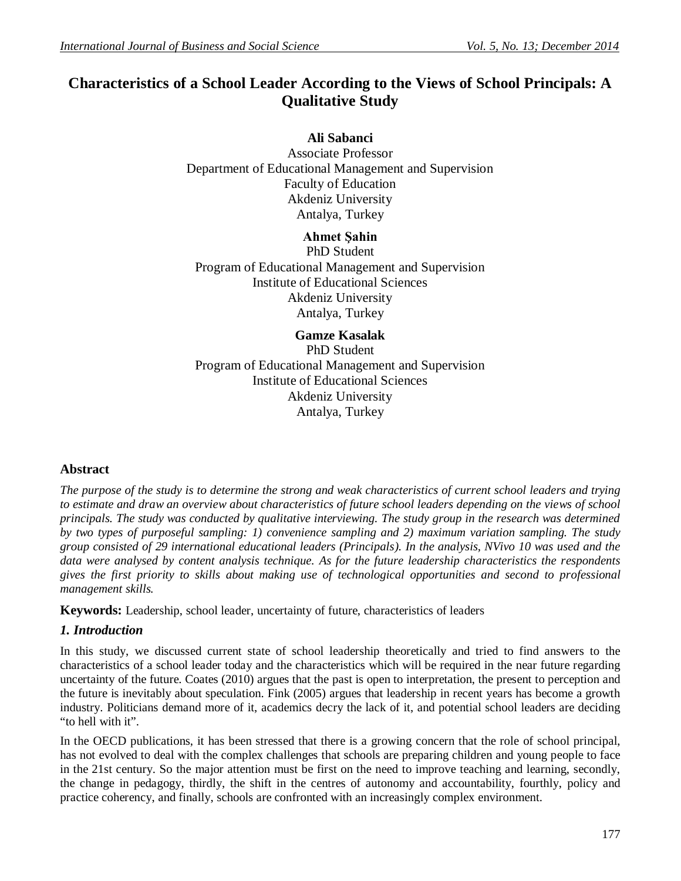# Characteristics of a School Leader According to the Views of School Principals: A Qualitative Study

**Ali Sabanci**
Associate Professor
Department of Educational Management and Supervision
Faculty of Education
Akdeniz University
Antalya, Turkey

**Ahmet Şahin**
PhD Student
Program of Educational Management and Supervision
Institute of Educational Sciences
Akdeniz University
Antalya, Turkey

**Gamze Kasalak**
PhD Student
Program of Educational Management and Supervision
Institute of Educational Sciences
Akdeniz University
Antalya, Turkey

## Abstract

*The purpose of the study is to determine the strong and weak characteristics of current school leaders and trying to estimate and draw an overview about characteristics of future school leaders depending on the views of school principals. The study was conducted by qualitative interviewing. The study group in the research was determined by two types of purposeful sampling: 1) convenience sampling and 2) maximum variation sampling. The study group consisted of 29 international educational leaders (Principals). In the analysis, NVivo 10 was used and the data were analysed by content analysis technique. As for the future leadership characteristics the respondents gives the first priority to skills about making use of technological opportunities and second to professional management skills.*

**Keywords:** Leadership, school leader, uncertainty of future, characteristics of leaders

## *1. Introduction*

In this study, we discussed current state of school leadership theoretically and tried to find answers to the characteristics of a school leader today and the characteristics which will be required in the near future regarding uncertainty of the future. Coates (2010) argues that the past is open to interpretation, the present to perception and the future is inevitably about speculation. Fink (2005) argues that leadership in recent years has become a growth industry. Politicians demand more of it, academics decry the lack of it, and potential school leaders are deciding "to hell with it".

In the OECD publications, it has been stressed that there is a growing concern that the role of school principal, has not evolved to deal with the complex challenges that schools are preparing children and young people to face in the 21st century. So the major attention must be first on the need to improve teaching and learning, secondly, the change in pedagogy, thirdly, the shift in the centres of autonomy and accountability, fourthly, policy and practice coherency, and finally, schools are confronted with an increasingly complex environment.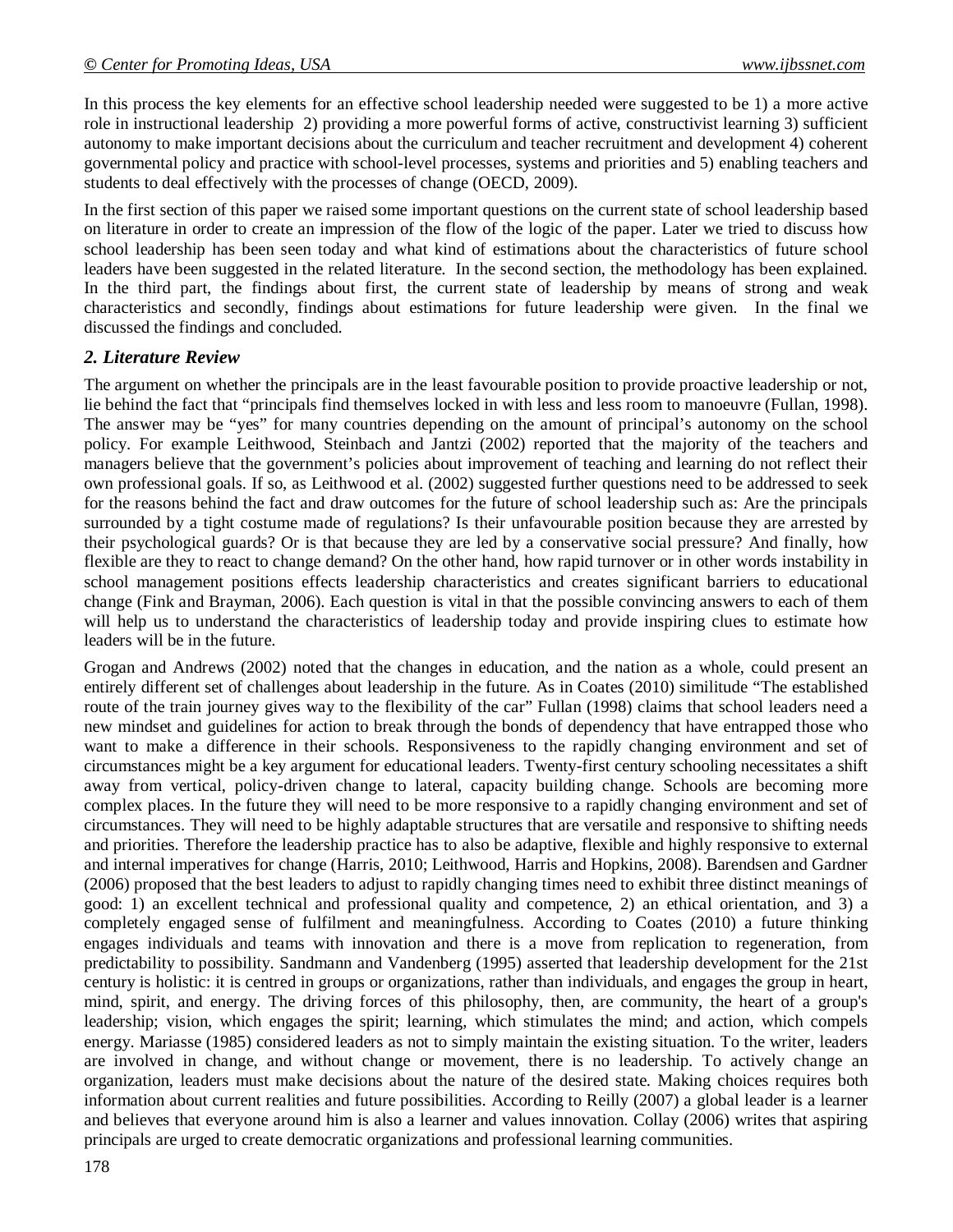In this process the key elements for an effective school leadership needed were suggested to be 1) a more active role in instructional leadership 2) providing a more powerful forms of active, constructivist learning 3) sufficient autonomy to make important decisions about the curriculum and teacher recruitment and development 4) coherent governmental policy and practice with school-level processes, systems and priorities and 5) enabling teachers and students to deal effectively with the processes of change (OECD, 2009).

In the first section of this paper we raised some important questions on the current state of school leadership based on literature in order to create an impression of the flow of the logic of the paper. Later we tried to discuss how school leadership has been seen today and what kind of estimations about the characteristics of future school leaders have been suggested in the related literature. In the second section, the methodology has been explained. In the third part, the findings about first, the current state of leadership by means of strong and weak characteristics and secondly, findings about estimations for future leadership were given. In the final we discussed the findings and concluded.

## *2. Literature Review*

The argument on whether the principals are in the least favourable position to provide proactive leadership or not, lie behind the fact that "principals find themselves locked in with less and less room to manoeuvre (Fullan, 1998). The answer may be "yes" for many countries depending on the amount of principal's autonomy on the school policy. For example Leithwood, Steinbach and Jantzi (2002) reported that the majority of the teachers and managers believe that the government's policies about improvement of teaching and learning do not reflect their own professional goals. If so, as Leithwood et al. (2002) suggested further questions need to be addressed to seek for the reasons behind the fact and draw outcomes for the future of school leadership such as: Are the principals surrounded by a tight costume made of regulations? Is their unfavourable position because they are arrested by their psychological guards? Or is that because they are led by a conservative social pressure? And finally, how flexible are they to react to change demand? On the other hand, how rapid turnover or in other words instability in school management positions effects leadership characteristics and creates significant barriers to educational change (Fink and Brayman, 2006). Each question is vital in that the possible convincing answers to each of them will help us to understand the characteristics of leadership today and provide inspiring clues to estimate how leaders will be in the future.

Grogan and Andrews (2002) noted that the changes in education, and the nation as a whole, could present an entirely different set of challenges about leadership in the future. As in Coates (2010) similitude "The established route of the train journey gives way to the flexibility of the car" Fullan (1998) claims that school leaders need a new mindset and guidelines for action to break through the bonds of dependency that have entrapped those who want to make a difference in their schools. Responsiveness to the rapidly changing environment and set of circumstances might be a key argument for educational leaders. Twenty-first century schooling necessitates a shift away from vertical, policy-driven change to lateral, capacity building change. Schools are becoming more complex places. In the future they will need to be more responsive to a rapidly changing environment and set of circumstances. They will need to be highly adaptable structures that are versatile and responsive to shifting needs and priorities. Therefore the leadership practice has to also be adaptive, flexible and highly responsive to external and internal imperatives for change (Harris, 2010; Leithwood, Harris and Hopkins, 2008). Barendsen and Gardner (2006) proposed that the best leaders to adjust to rapidly changing times need to exhibit three distinct meanings of good: 1) an excellent technical and professional quality and competence, 2) an ethical orientation, and 3) a completely engaged sense of fulfilment and meaningfulness. According to Coates (2010) a future thinking engages individuals and teams with innovation and there is a move from replication to regeneration, from predictability to possibility. Sandmann and Vandenberg (1995) asserted that leadership development for the 21st century is holistic: it is centred in groups or organizations, rather than individuals, and engages the group in heart, mind, spirit, and energy. The driving forces of this philosophy, then, are community, the heart of a group's leadership; vision, which engages the spirit; learning, which stimulates the mind; and action, which compels energy. Mariasse (1985) considered leaders as not to simply maintain the existing situation. To the writer, leaders are involved in change, and without change or movement, there is no leadership. To actively change an organization, leaders must make decisions about the nature of the desired state. Making choices requires both information about current realities and future possibilities. According to Reilly (2007) a global leader is a learner and believes that everyone around him is also a learner and values innovation. Collay (2006) writes that aspiring principals are urged to create democratic organizations and professional learning communities.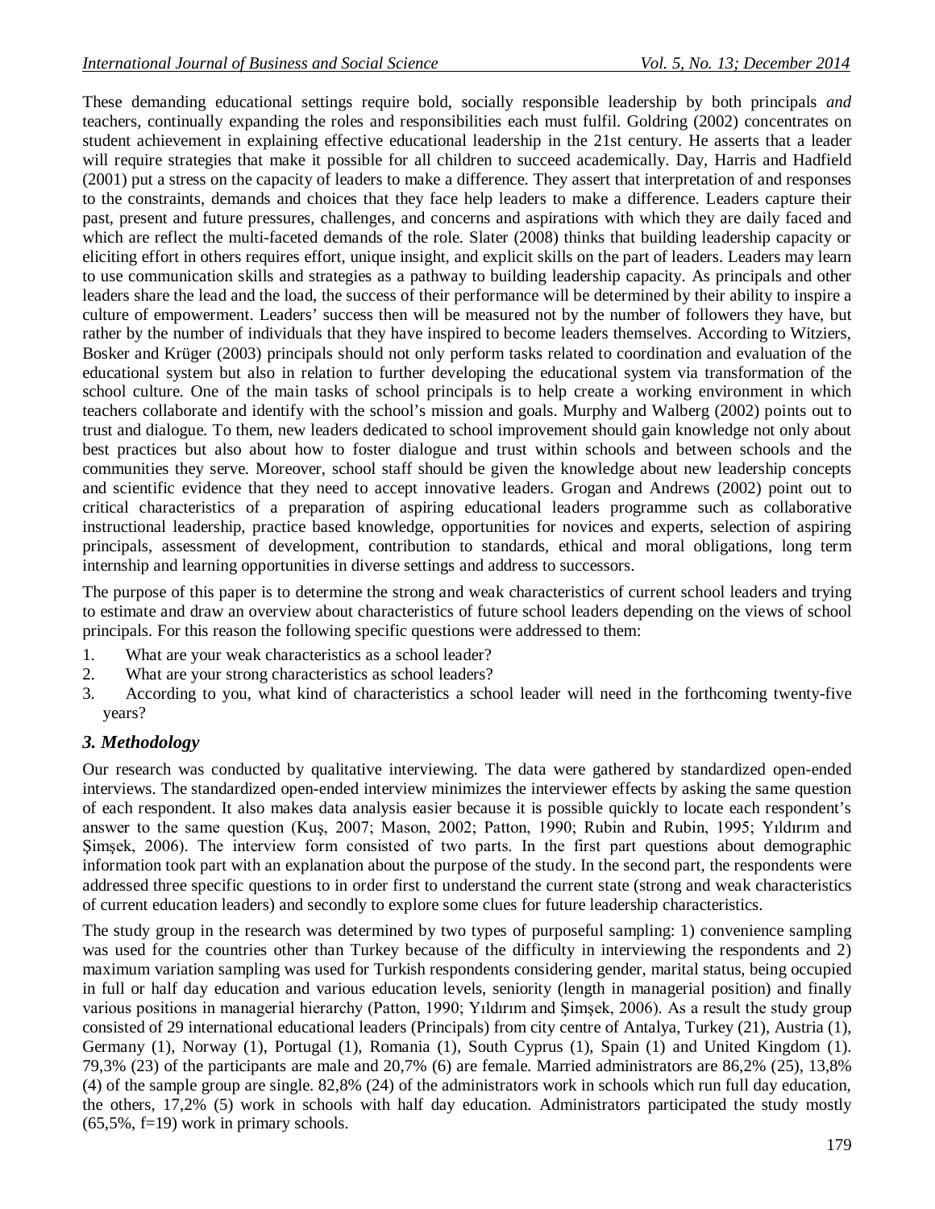These demanding educational settings require bold, socially responsible leadership by both principals *and* teachers, continually expanding the roles and responsibilities each must fulfil. Goldring (2002) concentrates on student achievement in explaining effective educational leadership in the 21st century. He asserts that a leader will require strategies that make it possible for all children to succeed academically. Day, Harris and Hadfield (2001) put a stress on the capacity of leaders to make a difference. They assert that interpretation of and responses to the constraints, demands and choices that they face help leaders to make a difference. Leaders capture their past, present and future pressures, challenges, and concerns and aspirations with which they are daily faced and which are reflect the multi-faceted demands of the role. Slater (2008) thinks that building leadership capacity or eliciting effort in others requires effort, unique insight, and explicit skills on the part of leaders. Leaders may learn to use communication skills and strategies as a pathway to building leadership capacity. As principals and other leaders share the lead and the load, the success of their performance will be determined by their ability to inspire a culture of empowerment. Leaders' success then will be measured not by the number of followers they have, but rather by the number of individuals that they have inspired to become leaders themselves. According to Witziers, Bosker and Krüger (2003) principals should not only perform tasks related to coordination and evaluation of the educational system but also in relation to further developing the educational system via transformation of the school culture. One of the main tasks of school principals is to help create a working environment in which teachers collaborate and identify with the school's mission and goals. Murphy and Walberg (2002) points out to trust and dialogue. To them, new leaders dedicated to school improvement should gain knowledge not only about best practices but also about how to foster dialogue and trust within schools and between schools and the communities they serve. Moreover, school staff should be given the knowledge about new leadership concepts and scientific evidence that they need to accept innovative leaders. Grogan and Andrews (2002) point out to critical characteristics of a preparation of aspiring educational leaders programme such as collaborative instructional leadership, practice based knowledge, opportunities for novices and experts, selection of aspiring principals, assessment of development, contribution to standards, ethical and moral obligations, long term internship and learning opportunities in diverse settings and address to successors.

The purpose of this paper is to determine the strong and weak characteristics of current school leaders and trying to estimate and draw an overview about characteristics of future school leaders depending on the views of school principals. For this reason the following specific questions were addressed to them:

1. What are your weak characteristics as a school leader?
2. What are your strong characteristics as school leaders?
3. According to you, what kind of characteristics a school leader will need in the forthcoming twenty-five years?

### *3. Methodology*

Our research was conducted by qualitative interviewing. The data were gathered by standardized open-ended interviews. The standardized open-ended interview minimizes the interviewer effects by asking the same question of each respondent. It also makes data analysis easier because it is possible quickly to locate each respondent's answer to the same question (Kuş, 2007; Mason, 2002; Patton, 1990; Rubin and Rubin, 1995; Yıldırım and Şimşek, 2006). The interview form consisted of two parts. In the first part questions about demographic information took part with an explanation about the purpose of the study. In the second part, the respondents were addressed three specific questions to in order first to understand the current state (strong and weak characteristics of current education leaders) and secondly to explore some clues for future leadership characteristics.

The study group in the research was determined by two types of purposeful sampling: 1) convenience sampling was used for the countries other than Turkey because of the difficulty in interviewing the respondents and 2) maximum variation sampling was used for Turkish respondents considering gender, marital status, being occupied in full or half day education and various education levels, seniority (length in managerial position) and finally various positions in managerial hierarchy (Patton, 1990; Yıldırım and Şimşek, 2006). As a result the study group consisted of 29 international educational leaders (Principals) from city centre of Antalya, Turkey (21), Austria (1), Germany (1), Norway (1), Portugal (1), Romania (1), South Cyprus (1), Spain (1) and United Kingdom (1). 79,3% (23) of the participants are male and 20,7% (6) are female. Married administrators are 86,2% (25), 13,8% (4) of the sample group are single. 82,8% (24) of the administrators work in schools which run full day education, the others, 17,2% (5) work in schools with half day education. Administrators participated the study mostly (65,5%, f=19) work in primary schools.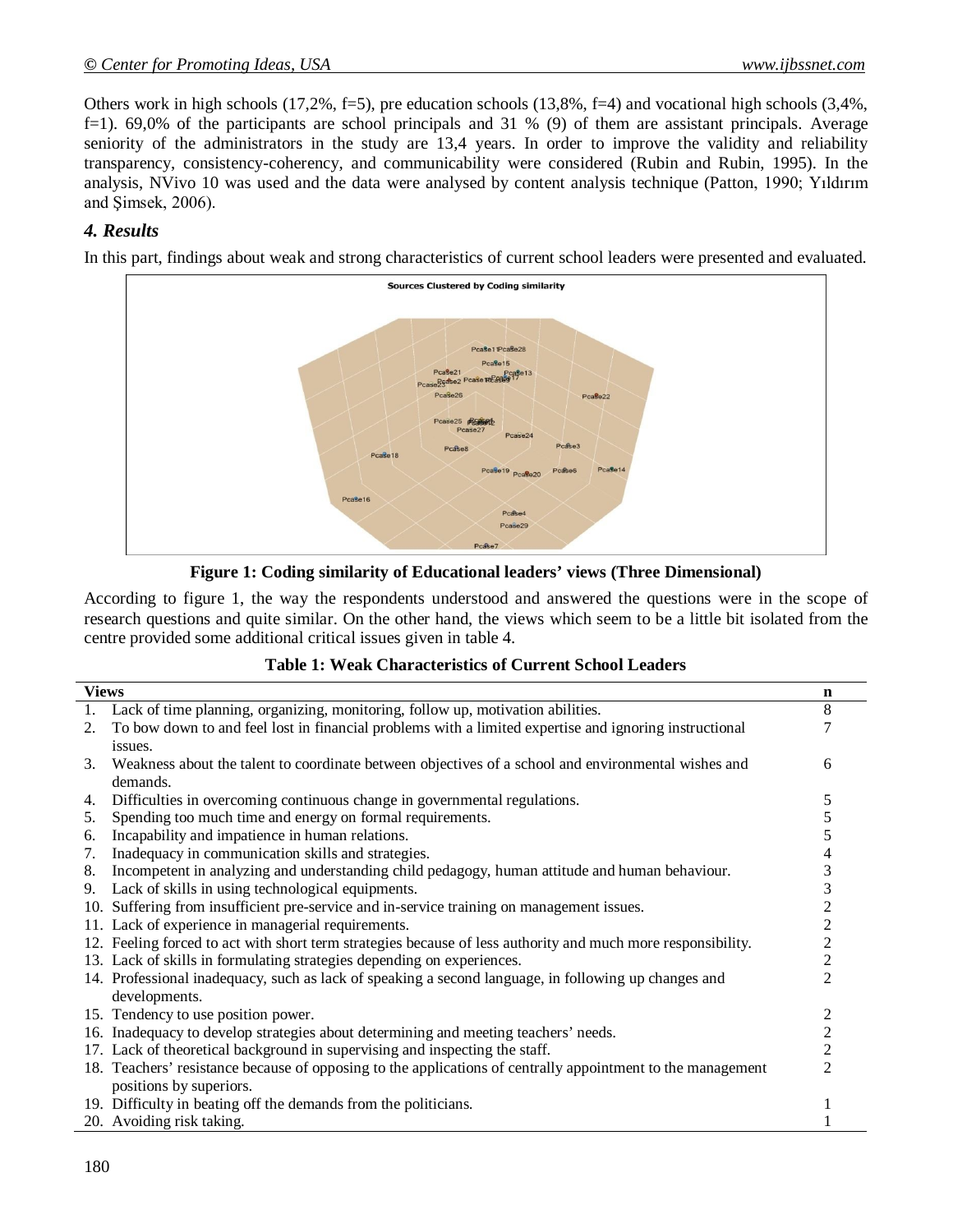Others work in high schools (17,2%, f=5), pre education schools (13,8%, f=4) and vocational high schools (3,4%, f=1). 69,0% of the participants are school principals and 31 % (9) of them are assistant principals. Average seniority of the administrators in the study are 13,4 years. In order to improve the validity and reliability transparency, consistency-coherency, and communicability were considered (Rubin and Rubin, 1995). In the analysis, NVivo 10 was used and the data were analysed by content analysis technique (Patton, 1990; Yıldırım and Şimsek, 2006).

## *4. Results*

In this part, findings about weak and strong characteristics of current school leaders were presented and evaluated.

**Figure 1: Coding similarity of Educational leaders' views (Three Dimensional)**

According to figure 1, the way the respondents understood and answered the questions were in the scope of research questions and quite similar. On the other hand, the views which seem to be a little bit isolated from the centre provided some additional critical issues given in table 4.

**Table 1: Weak Characteristics of Current School Leaders**

| Views | n |
|---|---|
| 1. Lack of time planning, organizing, monitoring, follow up, motivation abilities. | 8 |
| 2. To bow down to and feel lost in financial problems with a limited expertise and ignoring instructional issues. | 7 |
| 3. Weakness about the talent to coordinate between objectives of a school and environmental wishes and demands. | 6 |
| 4. Difficulties in overcoming continuous change in governmental regulations. | 5 |
| 5. Spending too much time and energy on formal requirements. | 5 |
| 6. Incapability and impatience in human relations. | 5 |
| 7. Inadequacy in communication skills and strategies. | 4 |
| 8. Incompetent in analyzing and understanding child pedagogy, human attitude and human behaviour. | 3 |
| 9. Lack of skills in using technological equipments. | 3 |
| 10. Suffering from insufficient pre-service and in-service training on management issues. | 2 |
| 11. Lack of experience in managerial requirements. | 2 |
| 12. Feeling forced to act with short term strategies because of less authority and much more responsibility. | 2 |
| 13. Lack of skills in formulating strategies depending on experiences. | 2 |
| 14. Professional inadequacy, such as lack of speaking a second language, in following up changes and developments. | 2 |
| 15. Tendency to use position power. | 2 |
| 16. Inadequacy to develop strategies about determining and meeting teachers' needs. | 2 |
| 17. Lack of theoretical background in supervising and inspecting the staff. | 2 |
| 18. Teachers' resistance because of opposing to the applications of centrally appointment to the management positions by superiors. | 2 |
| 19. Difficulty in beating off the demands from the politicians. | 1 |
| 20. Avoiding risk taking. | 1 |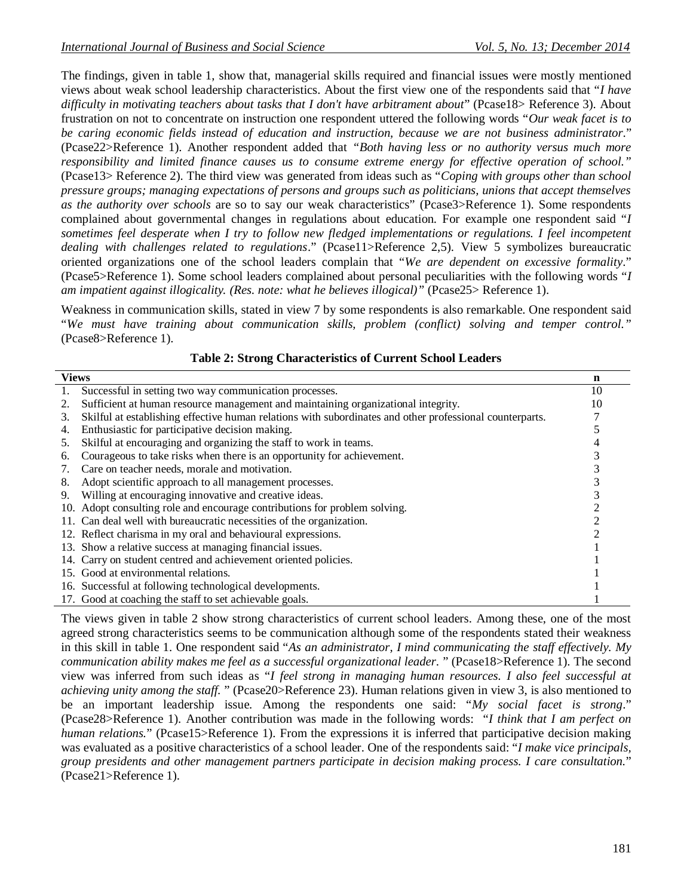The findings, given in table 1, show that, managerial skills required and financial issues were mostly mentioned views about weak school leadership characteristics. About the first view one of the respondents said that "*I have difficulty in motivating teachers about tasks that I don't have arbitrament about*" (Pcase18> Reference 3). About frustration on not to concentrate on instruction one respondent uttered the following words "*Our weak facet is to be caring economic fields instead of education and instruction, because we are not business administrator*." (Pcase22>Reference 1). Another respondent added that *"Both having less or no authority versus much more responsibility and limited finance causes us to consume extreme energy for effective operation of school."* (Pcase13> Reference 2). The third view was generated from ideas such as "*Coping with groups other than school pressure groups; managing expectations of persons and groups such as politicians, unions that accept themselves as the authority over schools* are so to say our weak characteristics" (Pcase3>Reference 1). Some respondents complained about governmental changes in regulations about education. For example one respondent said "*I sometimes feel desperate when I try to follow new fledged implementations or regulations. I feel incompetent dealing with challenges related to regulations*." (Pcase11>Reference 2,5). View 5 symbolizes bureaucratic oriented organizations one of the school leaders complain that "*We are dependent on excessive formality*." (Pcase5>Reference 1). Some school leaders complained about personal peculiarities with the following words "*I am impatient against illogicality. (Res. note: what he believes illogical)"* (Pcase25> Reference 1).

Weakness in communication skills, stated in view 7 by some respondents is also remarkable. One respondent said "*We must have training about communication skills, problem (conflict) solving and temper control."* (Pcase8>Reference 1).

**Table 2: Strong Characteristics of Current School Leaders**

| Views | n |
|---|---|
| 1. Successful in setting two way communication processes. | 10 |
| 2. Sufficient at human resource management and maintaining organizational integrity. | 10 |
| 3. Skilful at establishing effective human relations with subordinates and other professional counterparts. | 7 |
| 4. Enthusiastic for participative decision making. | 5 |
| 5. Skilful at encouraging and organizing the staff to work in teams. | 4 |
| 6. Courageous to take risks when there is an opportunity for achievement. | 3 |
| 7. Care on teacher needs, morale and motivation. | 3 |
| 8. Adopt scientific approach to all management processes. | 3 |
| 9. Willing at encouraging innovative and creative ideas. | 3 |
| 10. Adopt consulting role and encourage contributions for problem solving. | 2 |
| 11. Can deal well with bureaucratic necessities of the organization. | 2 |
| 12. Reflect charisma in my oral and behavioural expressions. | 2 |
| 13. Show a relative success at managing financial issues. | 1 |
| 14. Carry on student centred and achievement oriented policies. | 1 |
| 15. Good at environmental relations. | 1 |
| 16. Successful at following technological developments. | 1 |
| 17. Good at coaching the staff to set achievable goals. | 1 |

The views given in table 2 show strong characteristics of current school leaders. Among these, one of the most agreed strong characteristics seems to be communication although some of the respondents stated their weakness in this skill in table 1. One respondent said "*As an administrator, I mind communicating the staff effectively. My communication ability makes me feel as a successful organizational leader.* " (Pcase18>Reference 1). The second view was inferred from such ideas as "*I feel strong in managing human resources. I also feel successful at achieving unity among the staff.* " (Pcase20>Reference 23). Human relations given in view 3, is also mentioned to be an important leadership issue. Among the respondents one said: "*My social facet is strong*." (Pcase28>Reference 1). Another contribution was made in the following words: "*I think that I am perfect on human relations.*" (Pcase15>Reference 1). From the expressions it is inferred that participative decision making was evaluated as a positive characteristics of a school leader. One of the respondents said: "*I make vice principals, group presidents and other management partners participate in decision making process. I care consultation.*" (Pcase21>Reference 1).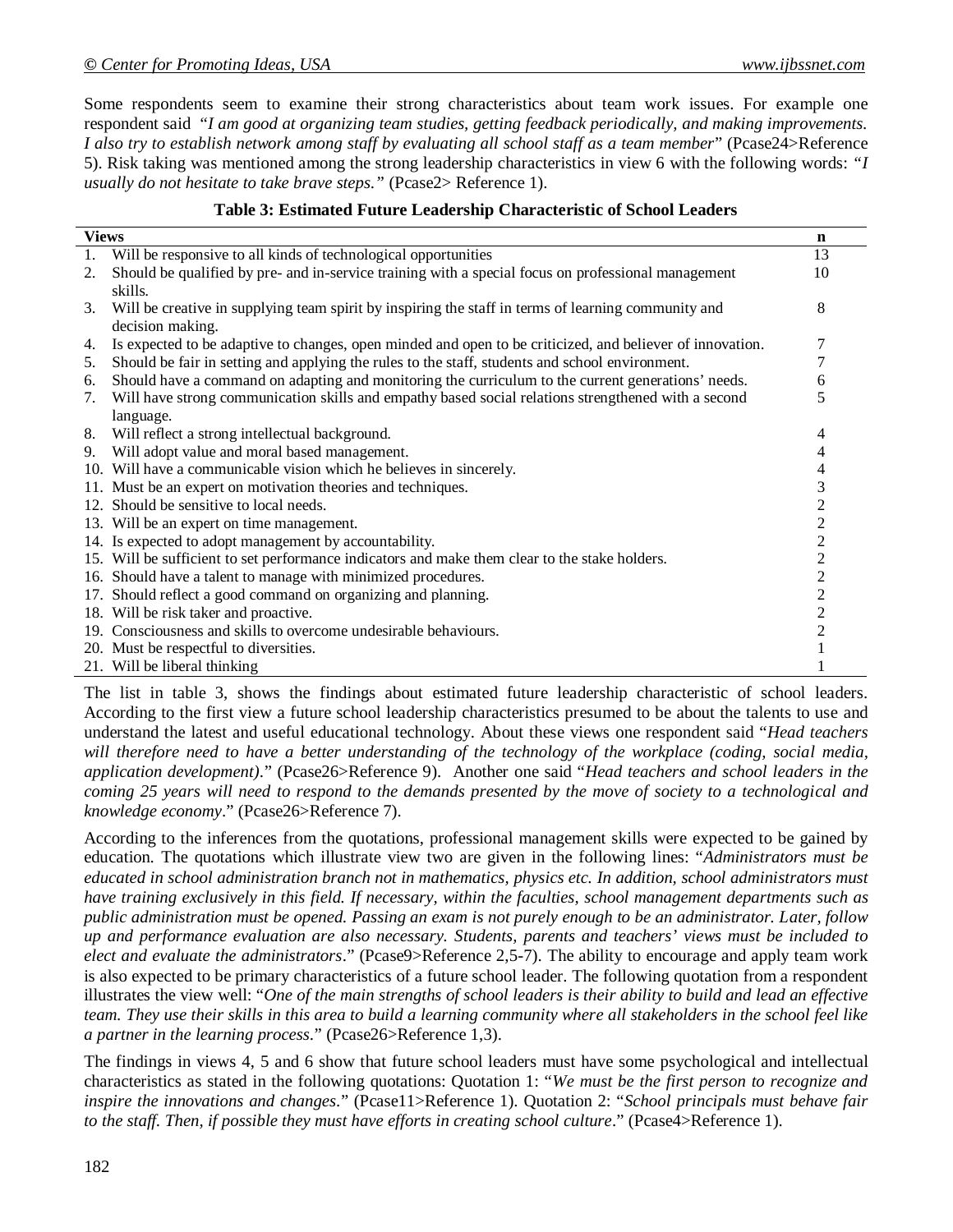Some respondents seem to examine their strong characteristics about team work issues. For example one respondent said "*I am good at organizing team studies, getting feedback periodically, and making improvements. I also try to establish network among staff by evaluating all school staff as a team member*" (Pcase24>Reference 5). Risk taking was mentioned among the strong leadership characteristics in view 6 with the following words: "*I usually do not hesitate to take brave steps.*" (Pcase2> Reference 1).

**Table 3: Estimated Future Leadership Characteristic of School Leaders**

| Views | n |
|---|---|
| 1. Will be responsive to all kinds of technological opportunities | 13 |
| 2. Should be qualified by pre- and in-service training with a special focus on professional management skills. | 10 |
| 3. Will be creative in supplying team spirit by inspiring the staff in terms of learning community and decision making. | 8 |
| 4. Is expected to be adaptive to changes, open minded and open to be criticized, and believer of innovation. | 7 |
| 5. Should be fair in setting and applying the rules to the staff, students and school environment. | 7 |
| 6. Should have a command on adapting and monitoring the curriculum to the current generations' needs. | 6 |
| 7. Will have strong communication skills and empathy based social relations strengthened with a second language. | 5 |
| 8. Will reflect a strong intellectual background. | 4 |
| 9. Will adopt value and moral based management. | 4 |
| 10. Will have a communicable vision which he believes in sincerely. | 4 |
| 11. Must be an expert on motivation theories and techniques. | 3 |
| 12. Should be sensitive to local needs. | 2 |
| 13. Will be an expert on time management. | 2 |
| 14. Is expected to adopt management by accountability. | 2 |
| 15. Will be sufficient to set performance indicators and make them clear to the stake holders. | 2 |
| 16. Should have a talent to manage with minimized procedures. | 2 |
| 17. Should reflect a good command on organizing and planning. | 2 |
| 18. Will be risk taker and proactive. | 2 |
| 19. Consciousness and skills to overcome undesirable behaviours. | 2 |
| 20. Must be respectful to diversities. | 1 |
| 21. Will be liberal thinking | 1 |

The list in table 3, shows the findings about estimated future leadership characteristic of school leaders. According to the first view a future school leadership characteristics presumed to be about the talents to use and understand the latest and useful educational technology. About these views one respondent said "*Head teachers will therefore need to have a better understanding of the technology of the workplace (coding, social media, application development)*." (Pcase26>Reference 9). Another one said "*Head teachers and school leaders in the coming 25 years will need to respond to the demands presented by the move of society to a technological and knowledge economy*." (Pcase26>Reference 7).

According to the inferences from the quotations, professional management skills were expected to be gained by education. The quotations which illustrate view two are given in the following lines: "*Administrators must be educated in school administration branch not in mathematics, physics etc. In addition, school administrators must have training exclusively in this field. If necessary, within the faculties, school management departments such as public administration must be opened. Passing an exam is not purely enough to be an administrator. Later, follow up and performance evaluation are also necessary. Students, parents and teachers' views must be included to elect and evaluate the administrators*." (Pcase9>Reference 2,5-7). The ability to encourage and apply team work is also expected to be primary characteristics of a future school leader. The following quotation from a respondent illustrates the view well: "*One of the main strengths of school leaders is their ability to build and lead an effective team. They use their skills in this area to build a learning community where all stakeholders in the school feel like a partner in the learning process*." (Pcase26>Reference 1,3).

The findings in views 4, 5 and 6 show that future school leaders must have some psychological and intellectual characteristics as stated in the following quotations: Quotation 1: "*We must be the first person to recognize and inspire the innovations and changes*." (Pcase11>Reference 1). Quotation 2: "*School principals must behave fair to the staff. Then, if possible they must have efforts in creating school culture*." (Pcase4>Reference 1).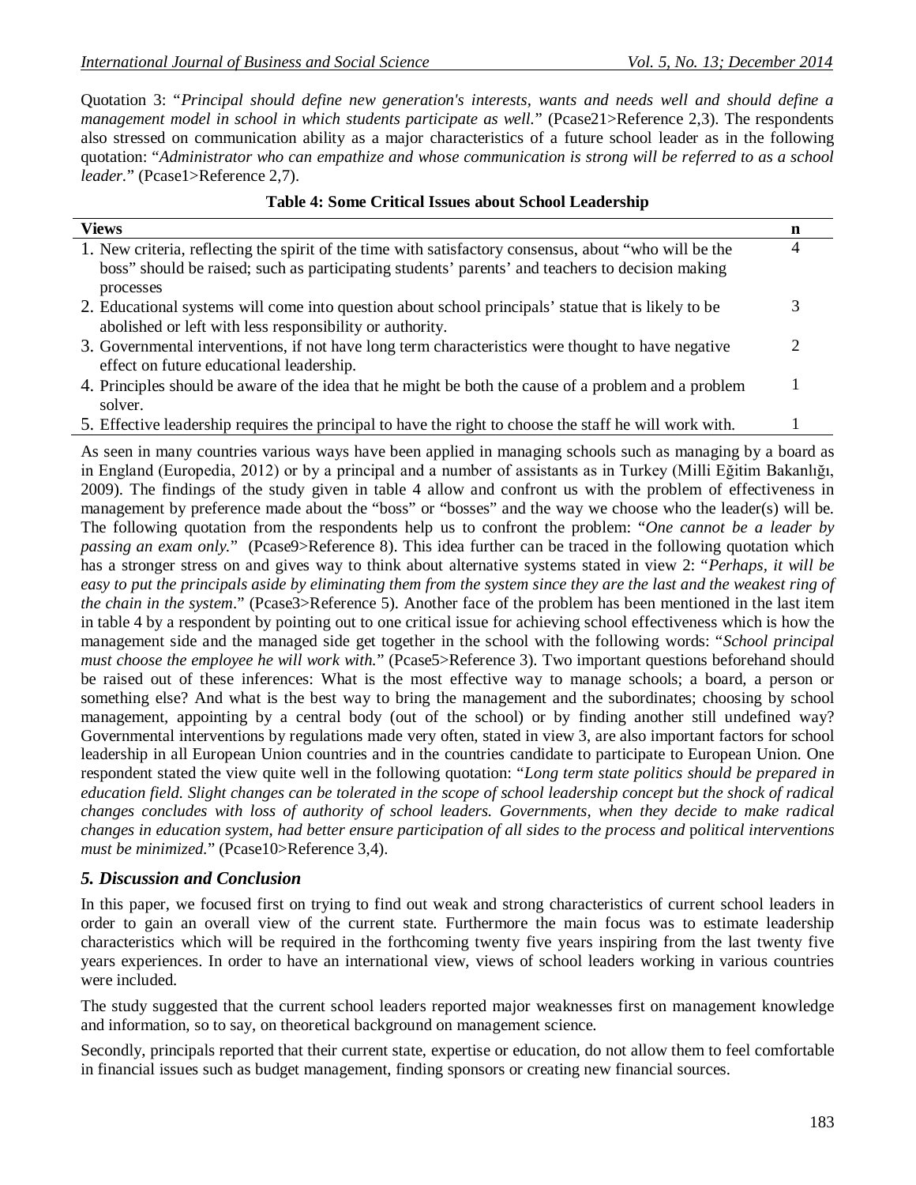Quotation 3: "*Principal should define new generation's interests, wants and needs well and should define a management model in school in which students participate as well.*" (Pcase21>Reference 2,3). The respondents also stressed on communication ability as a major characteristics of a future school leader as in the following quotation: "*Administrator who can empathize and whose communication is strong will be referred to as a school leader.*" (Pcase1>Reference 2,7).

**Table 4: Some Critical Issues about School Leadership**

| Views | n |
|---|---|
| 1. New criteria, reflecting the spirit of the time with satisfactory consensus, about "who will be the boss" should be raised; such as participating students' parents' and teachers to decision making processes | 4 |
| 2. Educational systems will come into question about school principals' statue that is likely to be abolished or left with less responsibility or authority. | 3 |
| 3. Governmental interventions, if not have long term characteristics were thought to have negative effect on future educational leadership. | 2 |
| 4. Principles should be aware of the idea that he might be both the cause of a problem and a problem solver. | 1 |
| 5. Effective leadership requires the principal to have the right to choose the staff he will work with. | 1 |

As seen in many countries various ways have been applied in managing schools such as managing by a board as in England (Europedia, 2012) or by a principal and a number of assistants as in Turkey (Milli Eğitim Bakanlığı, 2009). The findings of the study given in table 4 allow and confront us with the problem of effectiveness in management by preference made about the "boss" or "bosses" and the way we choose who the leader(s) will be. The following quotation from the respondents help us to confront the problem: "*One cannot be a leader by passing an exam only.*" (Pcase9>Reference 8). This idea further can be traced in the following quotation which has a stronger stress on and gives way to think about alternative systems stated in view 2: "*Perhaps, it will be easy to put the principals aside by eliminating them from the system since they are the last and the weakest ring of the chain in the system*." (Pcase3>Reference 5). Another face of the problem has been mentioned in the last item in table 4 by a respondent by pointing out to one critical issue for achieving school effectiveness which is how the management side and the managed side get together in the school with the following words: "*School principal must choose the employee he will work with.*" (Pcase5>Reference 3). Two important questions beforehand should be raised out of these inferences: What is the most effective way to manage schools; a board, a person or something else? And what is the best way to bring the management and the subordinates; choosing by school management, appointing by a central body (out of the school) or by finding another still undefined way? Governmental interventions by regulations made very often, stated in view 3, are also important factors for school leadership in all European Union countries and in the countries candidate to participate to European Union. One respondent stated the view quite well in the following quotation: "*Long term state politics should be prepared in education field. Slight changes can be tolerated in the scope of school leadership concept but the shock of radical changes concludes with loss of authority of school leaders. Governments, when they decide to make radical changes in education system, had better ensure participation of all sides to the process and political interventions must be minimized.*" (Pcase10>Reference 3,4).

## *5. Discussion and Conclusion*

In this paper, we focused first on trying to find out weak and strong characteristics of current school leaders in order to gain an overall view of the current state. Furthermore the main focus was to estimate leadership characteristics which will be required in the forthcoming twenty five years inspiring from the last twenty five years experiences. In order to have an international view, views of school leaders working in various countries were included.

The study suggested that the current school leaders reported major weaknesses first on management knowledge and information, so to say, on theoretical background on management science.

Secondly, principals reported that their current state, expertise or education, do not allow them to feel comfortable in financial issues such as budget management, finding sponsors or creating new financial sources.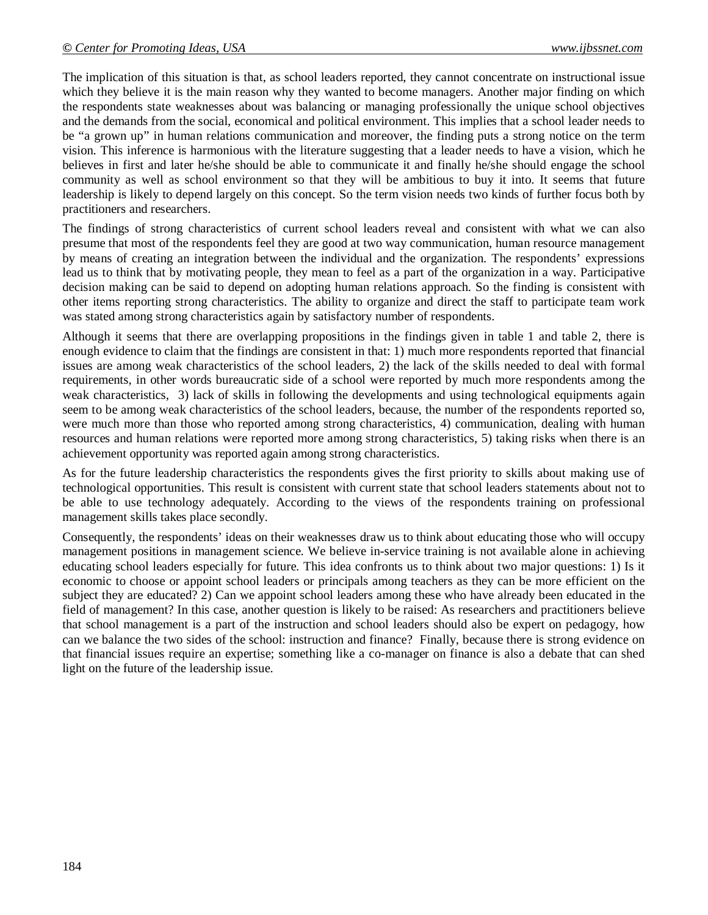The implication of this situation is that, as school leaders reported, they cannot concentrate on instructional issue which they believe it is the main reason why they wanted to become managers. Another major finding on which the respondents state weaknesses about was balancing or managing professionally the unique school objectives and the demands from the social, economical and political environment. This implies that a school leader needs to be "a grown up" in human relations communication and moreover, the finding puts a strong notice on the term vision. This inference is harmonious with the literature suggesting that a leader needs to have a vision, which he believes in first and later he/she should be able to communicate it and finally he/she should engage the school community as well as school environment so that they will be ambitious to buy it into. It seems that future leadership is likely to depend largely on this concept. So the term vision needs two kinds of further focus both by practitioners and researchers.

The findings of strong characteristics of current school leaders reveal and consistent with what we can also presume that most of the respondents feel they are good at two way communication, human resource management by means of creating an integration between the individual and the organization. The respondents' expressions lead us to think that by motivating people, they mean to feel as a part of the organization in a way. Participative decision making can be said to depend on adopting human relations approach. So the finding is consistent with other items reporting strong characteristics. The ability to organize and direct the staff to participate team work was stated among strong characteristics again by satisfactory number of respondents.

Although it seems that there are overlapping propositions in the findings given in table 1 and table 2, there is enough evidence to claim that the findings are consistent in that: 1) much more respondents reported that financial issues are among weak characteristics of the school leaders, 2) the lack of the skills needed to deal with formal requirements, in other words bureaucratic side of a school were reported by much more respondents among the weak characteristics, 3) lack of skills in following the developments and using technological equipments again seem to be among weak characteristics of the school leaders, because, the number of the respondents reported so, were much more than those who reported among strong characteristics, 4) communication, dealing with human resources and human relations were reported more among strong characteristics, 5) taking risks when there is an achievement opportunity was reported again among strong characteristics.

As for the future leadership characteristics the respondents gives the first priority to skills about making use of technological opportunities. This result is consistent with current state that school leaders statements about not to be able to use technology adequately. According to the views of the respondents training on professional management skills takes place secondly.

Consequently, the respondents' ideas on their weaknesses draw us to think about educating those who will occupy management positions in management science. We believe in-service training is not available alone in achieving educating school leaders especially for future. This idea confronts us to think about two major questions: 1) Is it economic to choose or appoint school leaders or principals among teachers as they can be more efficient on the subject they are educated? 2) Can we appoint school leaders among these who have already been educated in the field of management? In this case, another question is likely to be raised: As researchers and practitioners believe that school management is a part of the instruction and school leaders should also be expert on pedagogy, how can we balance the two sides of the school: instruction and finance? Finally, because there is strong evidence on that financial issues require an expertise; something like a co-manager on finance is also a debate that can shed light on the future of the leadership issue.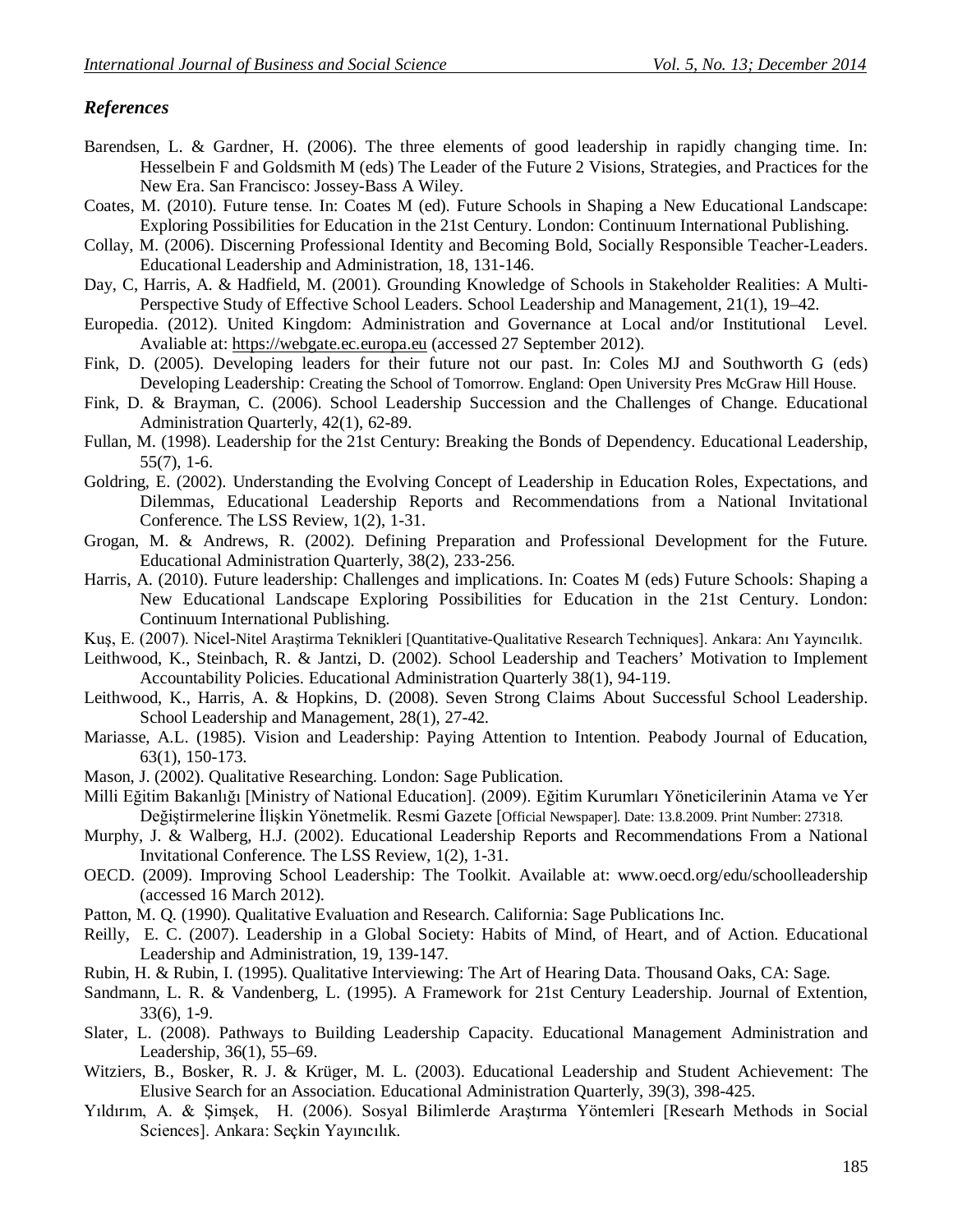## *References*

Barendsen, L. & Gardner, H. (2006). The three elements of good leadership in rapidly changing time. In: Hesselbein F and Goldsmith M (eds) The Leader of the Future 2 Visions, Strategies, and Practices for the New Era. San Francisco: Jossey-Bass A Wiley.

Coates, M. (2010). Future tense. In: Coates M (ed). Future Schools in Shaping a New Educational Landscape: Exploring Possibilities for Education in the 21st Century. London: Continuum International Publishing.

Collay, M. (2006). Discerning Professional Identity and Becoming Bold, Socially Responsible Teacher-Leaders. Educational Leadership and Administration, 18, 131-146.

Day, C, Harris, A. & Hadfield, M. (2001). Grounding Knowledge of Schools in Stakeholder Realities: A Multi-Perspective Study of Effective School Leaders. School Leadership and Management, 21(1), 19–42.

Europedia. (2012). United Kingdom: Administration and Governance at Local and/or Institutional Level. Avaliable at: https://webgate.ec.europa.eu (accessed 27 September 2012).

Fink, D. (2005). Developing leaders for their future not our past. In: Coles MJ and Southworth G (eds) Developing Leadership: Creating the School of Tomorrow. England: Open University Pres McGraw Hill House.

Fink, D. & Brayman, C. (2006). School Leadership Succession and the Challenges of Change. Educational Administration Quarterly, 42(1), 62-89.

Fullan, M. (1998). Leadership for the 21st Century: Breaking the Bonds of Dependency. Educational Leadership, 55(7), 1-6.

Goldring, E. (2002). Understanding the Evolving Concept of Leadership in Education Roles, Expectations, and Dilemmas, Educational Leadership Reports and Recommendations from a National Invitational Conference. The LSS Review, 1(2), 1-31.

Grogan, M. & Andrews, R. (2002). Defining Preparation and Professional Development for the Future. Educational Administration Quarterly, 38(2), 233-256.

Harris, A. (2010). Future leadership: Challenges and implications. In: Coates M (eds) Future Schools: Shaping a New Educational Landscape Exploring Possibilities for Education in the 21st Century. London: Continuum International Publishing.

Kuş, E. (2007). Nicel-Nitel Araştirma Teknikleri [Quantitative-Qualitative Research Techniques]. Ankara: Anı Yayıncılık.

Leithwood, K., Steinbach, R. & Jantzi, D. (2002). School Leadership and Teachers' Motivation to Implement Accountability Policies. Educational Administration Quarterly 38(1), 94-119.

Leithwood, K., Harris, A. & Hopkins, D. (2008). Seven Strong Claims About Successful School Leadership. School Leadership and Management, 28(1), 27-42.

Mariasse, A.L. (1985). Vision and Leadership: Paying Attention to Intention. Peabody Journal of Education, 63(1), 150-173.

Mason, J. (2002). Qualitative Researching. London: Sage Publication.

Milli Eğitim Bakanlığı [Ministry of National Education]. (2009). Eğitim Kurumları Yöneticilerinin Atama ve Yer Değiştirmelerine İlişkin Yönetmelik. Resmi Gazete [Official Newspaper]. Date: 13.8.2009. Print Number: 27318.

Murphy, J. & Walberg, H.J. (2002). Educational Leadership Reports and Recommendations From a National Invitational Conference. The LSS Review, 1(2), 1-31.

OECD. (2009). Improving School Leadership: The Toolkit. Available at: www.oecd.org/edu/schoolleadership (accessed 16 March 2012).

Patton, M. Q. (1990). Qualitative Evaluation and Research. California: Sage Publications Inc.

Reilly, E. C. (2007). Leadership in a Global Society: Habits of Mind, of Heart, and of Action. Educational Leadership and Administration, 19, 139-147.

Rubin, H. & Rubin, I. (1995). Qualitative Interviewing: The Art of Hearing Data. Thousand Oaks, CA: Sage.

Sandmann, L. R. & Vandenberg, L. (1995). A Framework for 21st Century Leadership. Journal of Extention, 33(6), 1-9.

Slater, L. (2008). Pathways to Building Leadership Capacity. Educational Management Administration and Leadership, 36(1), 55–69.

Witziers, B., Bosker, R. J. & Krüger, M. L. (2003). Educational Leadership and Student Achievement: The Elusive Search for an Association. Educational Administration Quarterly, 39(3), 398-425.

Yıldırım, A. & Şimşek, H. (2006). Sosyal Bilimlerde Araştırma Yöntemleri [Researh Methods in Social Sciences]. Ankara: Seçkin Yayıncılık.